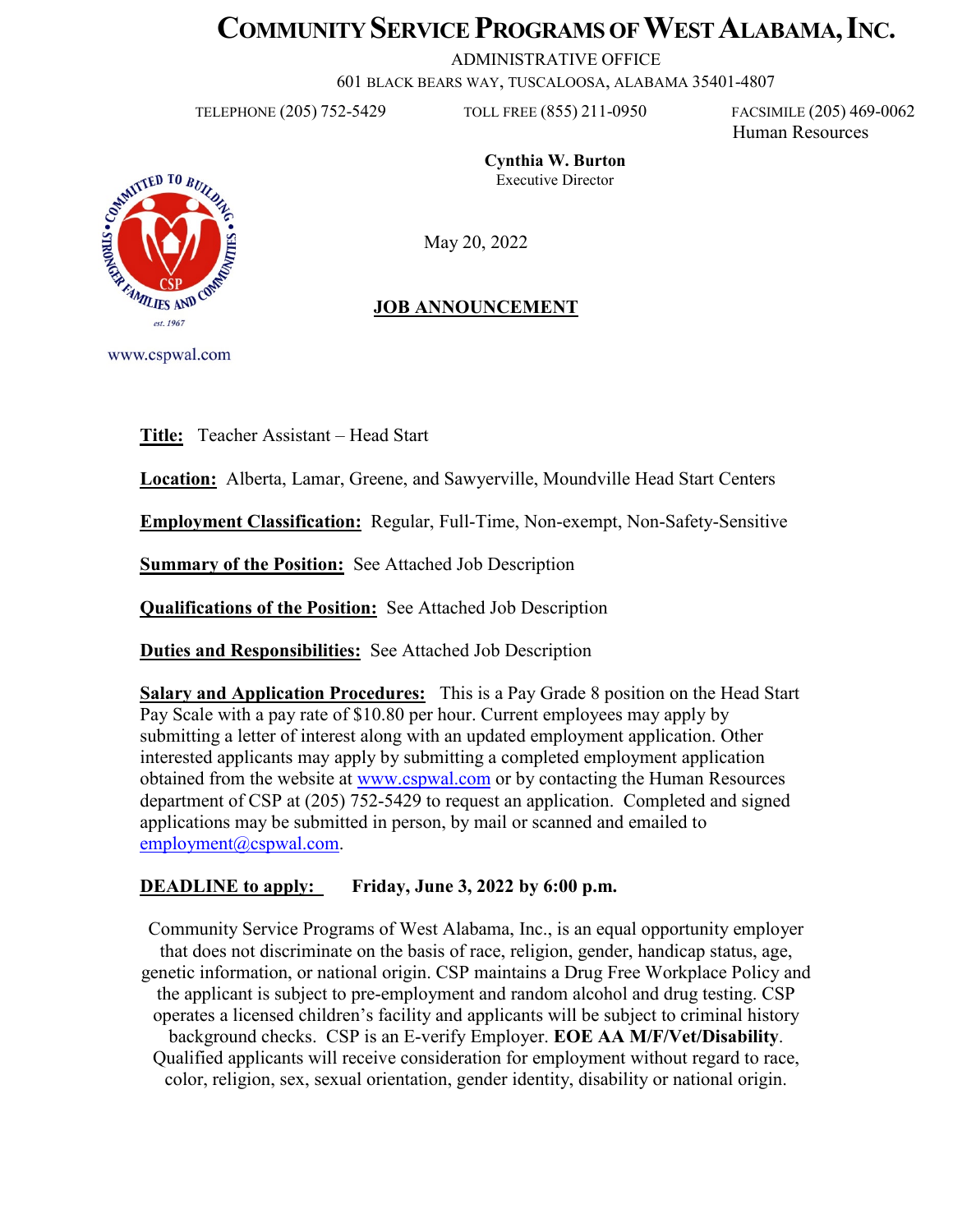# Community Service Programs of West Alabama, Inc.

ADMINISTRATIVE OFFICE

601 BLACK BEARS WAY, TUSCALOOSA, ALABAMA 35401-4807

TELEPHONE (205) 752-5429 TOLL FREE (855) 211-0950 FACSIMILE (205) 469-0062

Human Resources

**Cynthia W. Burton**
Executive Director

www.cspwal.com

May 20, 2022

## JOB ANNOUNCEMENT

**Title:** Teacher Assistant – Head Start

**Location:** Alberta, Lamar, Greene, and Sawyerville, Moundville Head Start Centers

**Employment Classification:** Regular, Full-Time, Non-exempt, Non-Safety-Sensitive

**Summary of the Position:** See Attached Job Description

**Qualifications of the Position:** See Attached Job Description

**Duties and Responsibilities:** See Attached Job Description

**Salary and Application Procedures:** This is a Pay Grade 8 position on the Head Start Pay Scale with a pay rate of $10.80 per hour. Current employees may apply by submitting a letter of interest along with an updated employment application. Other interested applicants may apply by submitting a completed employment application obtained from the website at www.cspwal.com or by contacting the Human Resources department of CSP at (205) 752-5429 to request an application. Completed and signed applications may be submitted in person, by mail or scanned and emailed to employment@cspwal.com.

**DEADLINE to apply: Friday, June 3, 2022 by 6:00 p.m.**

Community Service Programs of West Alabama, Inc., is an equal opportunity employer that does not discriminate on the basis of race, religion, gender, handicap status, age, genetic information, or national origin. CSP maintains a Drug Free Workplace Policy and the applicant is subject to pre-employment and random alcohol and drug testing. CSP operates a licensed children's facility and applicants will be subject to criminal history background checks. CSP is an E-verify Employer. **EOE AA M/F/Vet/Disability**. Qualified applicants will receive consideration for employment without regard to race, color, religion, sex, sexual orientation, gender identity, disability or national origin.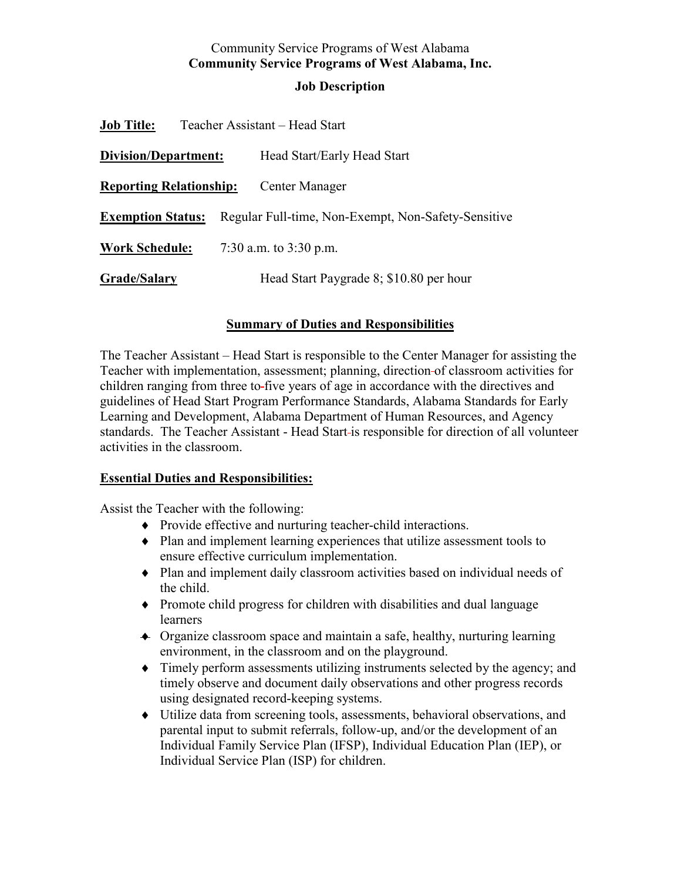Community Service Programs of West Alabama

**Community Service Programs of West Alabama, Inc.**

**Job Description**

**Job Title:** Teacher Assistant – Head Start

**Division/Department:** Head Start/Early Head Start

**Reporting Relationship:** Center Manager

**Exemption Status:** Regular Full-time, Non-Exempt, Non-Safety-Sensitive

**Work Schedule:** 7:30 a.m. to 3:30 p.m.

**Grade/Salary** Head Start Paygrade 8; $10.80 per hour

## Summary of Duties and Responsibilities

The Teacher Assistant – Head Start is responsible to the Center Manager for assisting the Teacher with implementation, assessment; planning, direction of classroom activities for children ranging from three to five years of age in accordance with the directives and guidelines of Head Start Program Performance Standards, Alabama Standards for Early Learning and Development, Alabama Department of Human Resources, and Agency standards. The Teacher Assistant - Head Start is responsible for direction of all volunteer activities in the classroom.

## Essential Duties and Responsibilities:

Assist the Teacher with the following:

- Provide effective and nurturing teacher-child interactions.
- Plan and implement learning experiences that utilize assessment tools to ensure effective curriculum implementation.
- Plan and implement daily classroom activities based on individual needs of the child.
- Promote child progress for children with disabilities and dual language learners
- Organize classroom space and maintain a safe, healthy, nurturing learning environment, in the classroom and on the playground.
- Timely perform assessments utilizing instruments selected by the agency; and timely observe and document daily observations and other progress records using designated record-keeping systems.
- Utilize data from screening tools, assessments, behavioral observations, and parental input to submit referrals, follow-up, and/or the development of an Individual Family Service Plan (IFSP), Individual Education Plan (IEP), or Individual Service Plan (ISP) for children.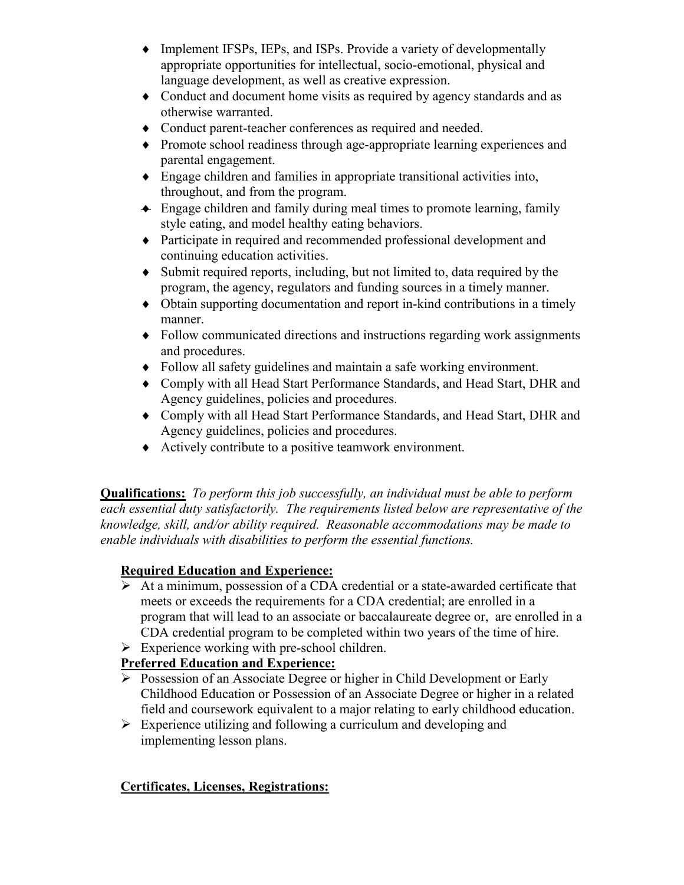- Implement IFSPs, IEPs, and ISPs. Provide a variety of developmentally appropriate opportunities for intellectual, socio-emotional, physical and language development, as well as creative expression.
- Conduct and document home visits as required by agency standards and as otherwise warranted.
- Conduct parent-teacher conferences as required and needed.
- Promote school readiness through age-appropriate learning experiences and parental engagement.
- Engage children and families in appropriate transitional activities into, throughout, and from the program.
- Engage children and family during meal times to promote learning, family style eating, and model healthy eating behaviors.
- Participate in required and recommended professional development and continuing education activities.
- Submit required reports, including, but not limited to, data required by the program, the agency, regulators and funding sources in a timely manner.
- Obtain supporting documentation and report in-kind contributions in a timely manner.
- Follow communicated directions and instructions regarding work assignments and procedures.
- Follow all safety guidelines and maintain a safe working environment.
- Comply with all Head Start Performance Standards, and Head Start, DHR and Agency guidelines, policies and procedures.
- Comply with all Head Start Performance Standards, and Head Start, DHR and Agency guidelines, policies and procedures.
- Actively contribute to a positive teamwork environment.

**Qualifications:** *To perform this job successfully, an individual must be able to perform each essential duty satisfactorily. The requirements listed below are representative of the knowledge, skill, and/or ability required. Reasonable accommodations may be made to enable individuals with disabilities to perform the essential functions.*

**Required Education and Experience:**

- At a minimum, possession of a CDA credential or a state-awarded certificate that meets or exceeds the requirements for a CDA credential; are enrolled in a program that will lead to an associate or baccalaureate degree or, are enrolled in a CDA credential program to be completed within two years of the time of hire.
- Experience working with pre-school children.

**Preferred Education and Experience:**

- Possession of an Associate Degree or higher in Child Development or Early Childhood Education or Possession of an Associate Degree or higher in a related field and coursework equivalent to a major relating to early childhood education.
- Experience utilizing and following a curriculum and developing and implementing lesson plans.

**Certificates, Licenses, Registrations:**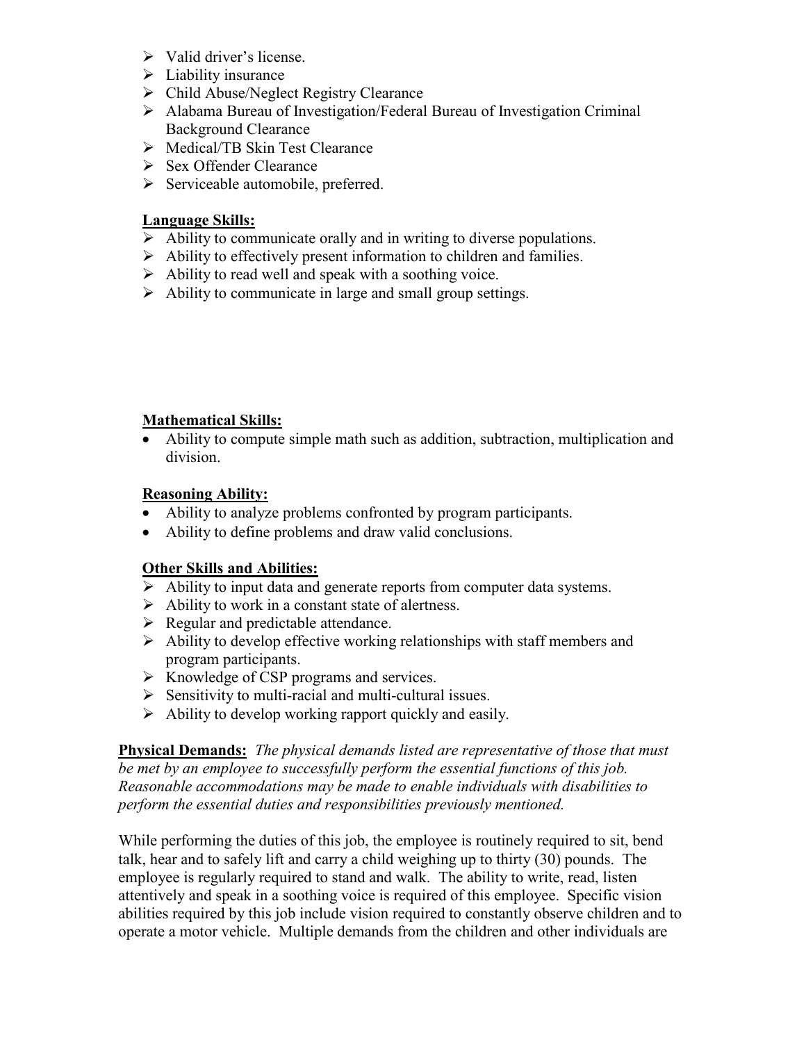- Valid driver's license.
- Liability insurance
- Child Abuse/Neglect Registry Clearance
- Alabama Bureau of Investigation/Federal Bureau of Investigation Criminal Background Clearance
- Medical/TB Skin Test Clearance
- Sex Offender Clearance
- Serviceable automobile, preferred.

**Language Skills:**

- Ability to communicate orally and in writing to diverse populations.
- Ability to effectively present information to children and families.
- Ability to read well and speak with a soothing voice.
- Ability to communicate in large and small group settings.

**Mathematical Skills:**

- Ability to compute simple math such as addition, subtraction, multiplication and division.

**Reasoning Ability:**

- Ability to analyze problems confronted by program participants.
- Ability to define problems and draw valid conclusions.

**Other Skills and Abilities:**

- Ability to input data and generate reports from computer data systems.
- Ability to work in a constant state of alertness.
- Regular and predictable attendance.
- Ability to develop effective working relationships with staff members and program participants.
- Knowledge of CSP programs and services.
- Sensitivity to multi-racial and multi-cultural issues.
- Ability to develop working rapport quickly and easily.

**Physical Demands:** *The physical demands listed are representative of those that must be met by an employee to successfully perform the essential functions of this job. Reasonable accommodations may be made to enable individuals with disabilities to perform the essential duties and responsibilities previously mentioned.*

While performing the duties of this job, the employee is routinely required to sit, bend talk, hear and to safely lift and carry a child weighing up to thirty (30) pounds. The employee is regularly required to stand and walk. The ability to write, read, listen attentively and speak in a soothing voice is required of this employee. Specific vision abilities required by this job include vision required to constantly observe children and to operate a motor vehicle. Multiple demands from the children and other individuals are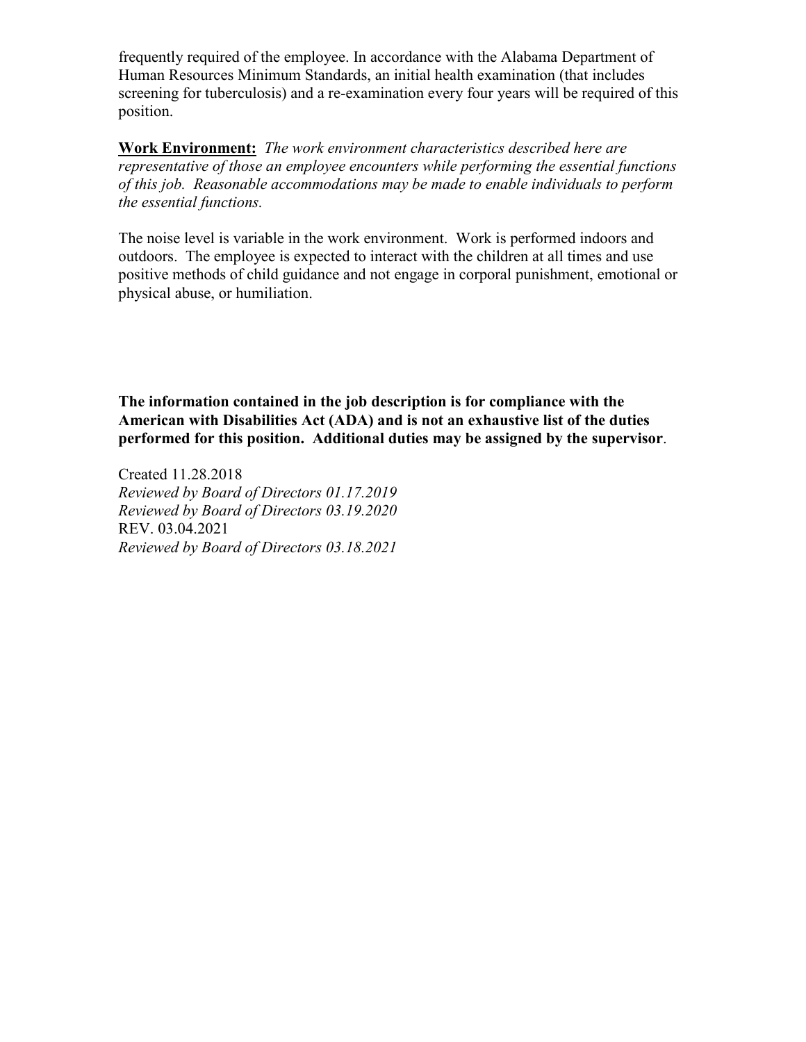frequently required of the employee. In accordance with the Alabama Department of Human Resources Minimum Standards, an initial health examination (that includes screening for tuberculosis) and a re-examination every four years will be required of this position.

**Work Environment:** *The work environment characteristics described here are representative of those an employee encounters while performing the essential functions of this job. Reasonable accommodations may be made to enable individuals to perform the essential functions.*

The noise level is variable in the work environment. Work is performed indoors and outdoors. The employee is expected to interact with the children at all times and use positive methods of child guidance and not engage in corporal punishment, emotional or physical abuse, or humiliation.

**The information contained in the job description is for compliance with the American with Disabilities Act (ADA) and is not an exhaustive list of the duties performed for this position. Additional duties may be assigned by the supervisor**.

Created 11.28.2018
*Reviewed by Board of Directors 01.17.2019*
*Reviewed by Board of Directors 03.19.2020*
REV. 03.04.2021
*Reviewed by Board of Directors 03.18.2021*